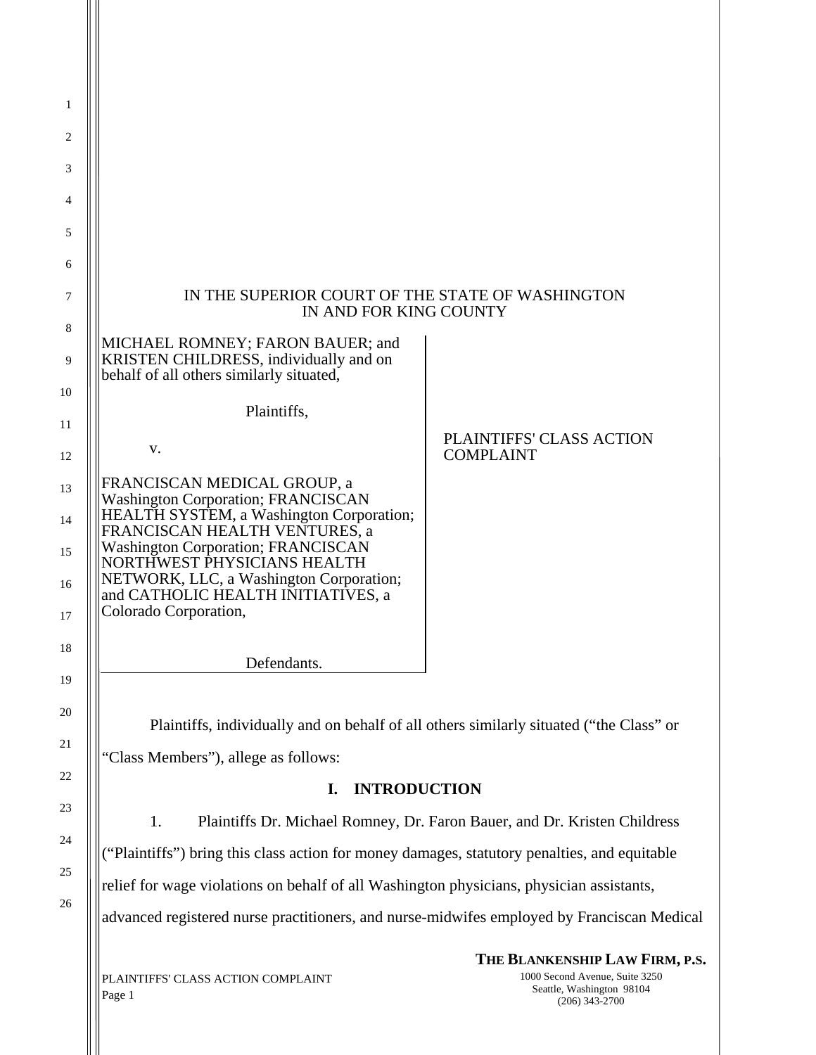IN THE SUPERIOR COURT OF THE STATE OF WASHINGTON
IN AND FOR KING COUNTY

MICHAEL ROMNEY; FARON BAUER; and KRISTEN CHILDRESS, individually and on behalf of all others similarly situated,

Plaintiffs,

v.

FRANCISCAN MEDICAL GROUP, a Washington Corporation; FRANCISCAN HEALTH SYSTEM, a Washington Corporation; FRANCISCAN HEALTH VENTURES, a Washington Corporation; FRANCISCAN NORTHWEST PHYSICIANS HEALTH NETWORK, LLC, a Washington Corporation; and CATHOLIC HEALTH INITIATIVES, a Colorado Corporation,

Defendants.

PLAINTIFFS' CLASS ACTION COMPLAINT

Plaintiffs, individually and on behalf of all others similarly situated ("the Class" or "Class Members"), allege as follows:

## I. INTRODUCTION

1. Plaintiffs Dr. Michael Romney, Dr. Faron Bauer, and Dr. Kristen Childress ("Plaintiffs") bring this class action for money damages, statutory penalties, and equitable relief for wage violations on behalf of all Washington physicians, physician assistants, advanced registered nurse practitioners, and nurse-midwifes employed by Franciscan Medical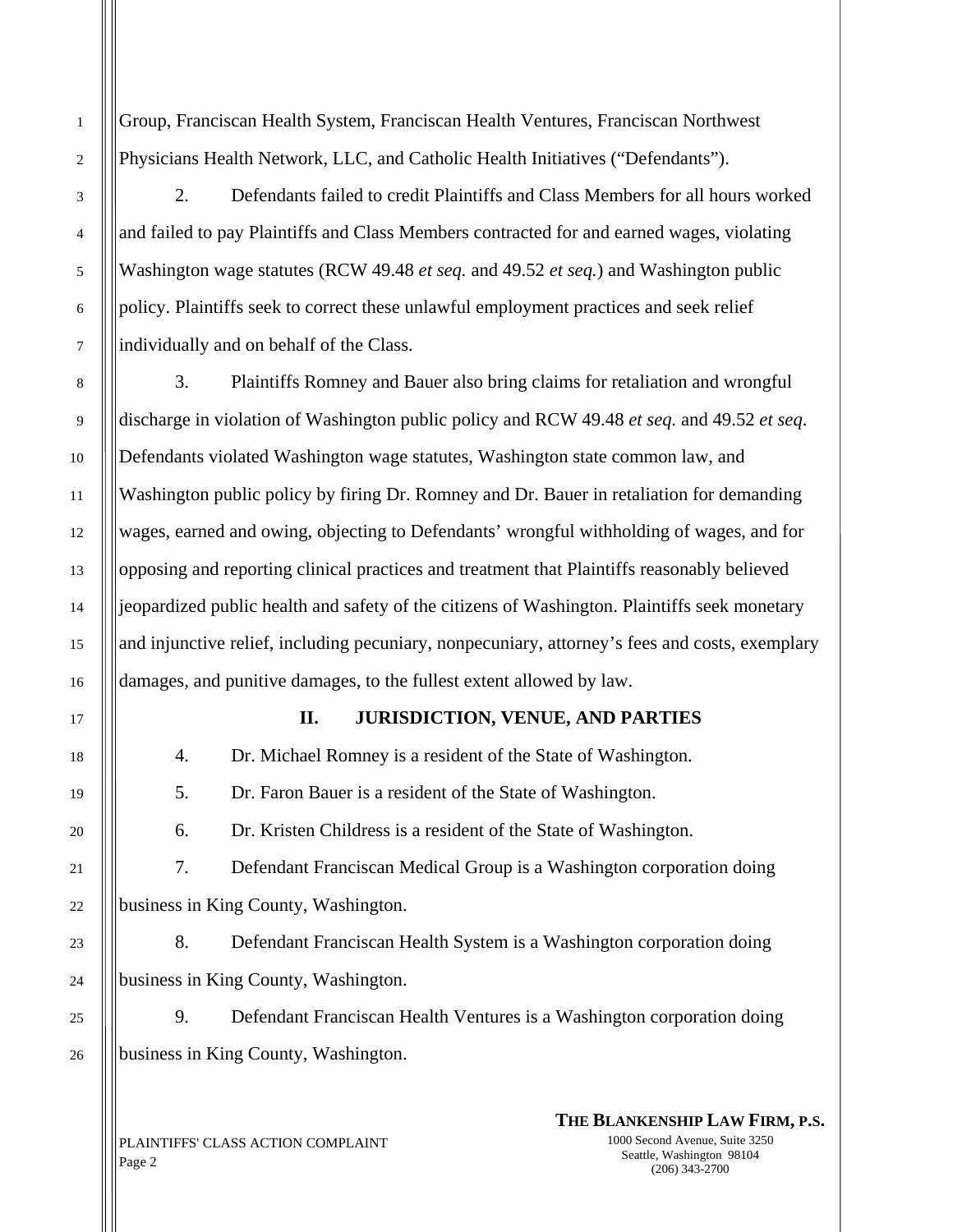Group, Franciscan Health System, Franciscan Health Ventures, Franciscan Northwest Physicians Health Network, LLC, and Catholic Health Initiatives ("Defendants").

2. Defendants failed to credit Plaintiffs and Class Members for all hours worked and failed to pay Plaintiffs and Class Members contracted for and earned wages, violating Washington wage statutes (RCW 49.48 *et seq.* and 49.52 *et seq.*) and Washington public policy. Plaintiffs seek to correct these unlawful employment practices and seek relief individually and on behalf of the Class.

3. Plaintiffs Romney and Bauer also bring claims for retaliation and wrongful discharge in violation of Washington public policy and RCW 49.48 *et seq.* and 49.52 *et seq*. Defendants violated Washington wage statutes, Washington state common law, and Washington public policy by firing Dr. Romney and Dr. Bauer in retaliation for demanding wages, earned and owing, objecting to Defendants' wrongful withholding of wages, and for opposing and reporting clinical practices and treatment that Plaintiffs reasonably believed jeopardized public health and safety of the citizens of Washington. Plaintiffs seek monetary and injunctive relief, including pecuniary, nonpecuniary, attorney's fees and costs, exemplary damages, and punitive damages, to the fullest extent allowed by law.

## II. JURISDICTION, VENUE, AND PARTIES

4. Dr. Michael Romney is a resident of the State of Washington.

5. Dr. Faron Bauer is a resident of the State of Washington.

6. Dr. Kristen Childress is a resident of the State of Washington.

7. Defendant Franciscan Medical Group is a Washington corporation doing business in King County, Washington.

8. Defendant Franciscan Health System is a Washington corporation doing business in King County, Washington.

9. Defendant Franciscan Health Ventures is a Washington corporation doing business in King County, Washington.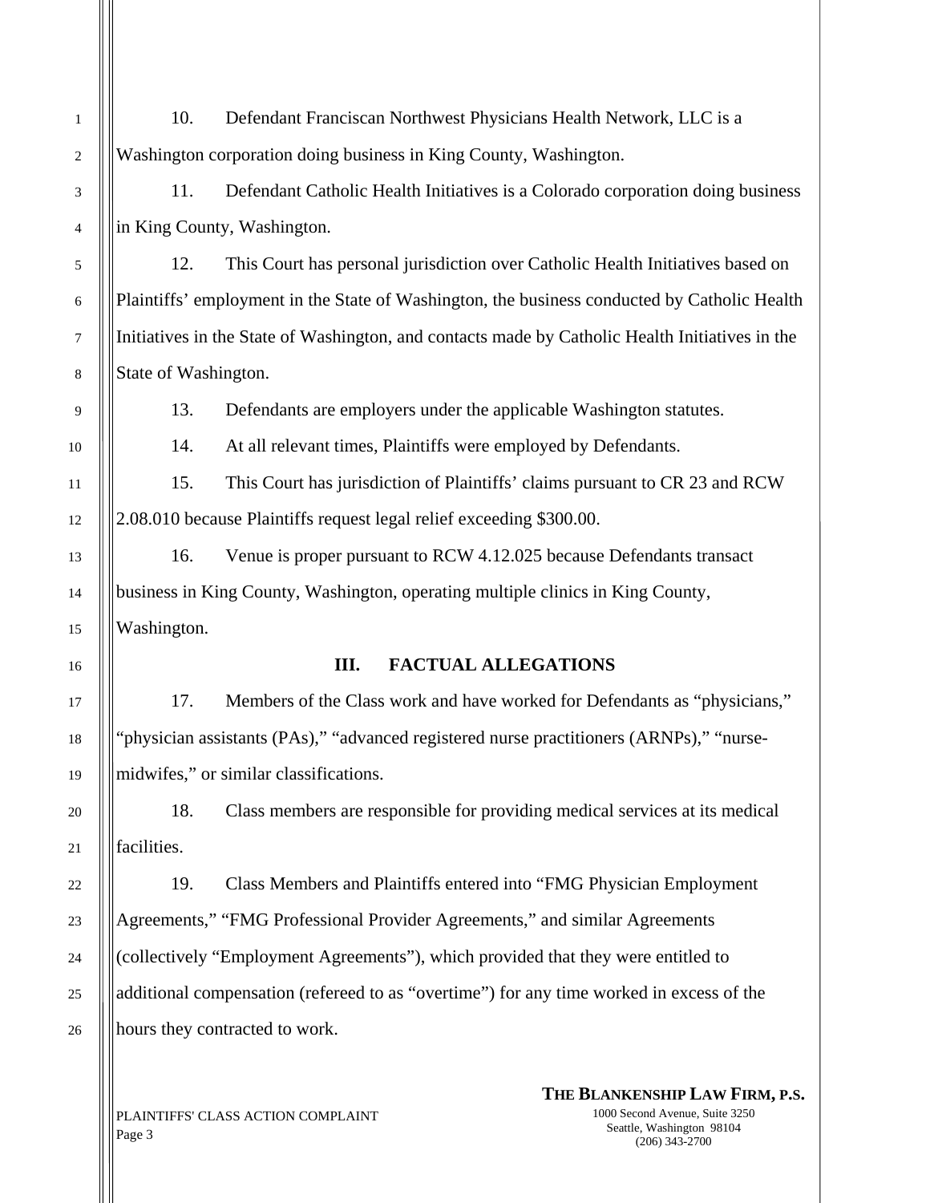10. Defendant Franciscan Northwest Physicians Health Network, LLC is a Washington corporation doing business in King County, Washington.

11. Defendant Catholic Health Initiatives is a Colorado corporation doing business in King County, Washington.

12. This Court has personal jurisdiction over Catholic Health Initiatives based on Plaintiffs' employment in the State of Washington, the business conducted by Catholic Health Initiatives in the State of Washington, and contacts made by Catholic Health Initiatives in the State of Washington.

13. Defendants are employers under the applicable Washington statutes.

14. At all relevant times, Plaintiffs were employed by Defendants.

15. This Court has jurisdiction of Plaintiffs' claims pursuant to CR 23 and RCW 2.08.010 because Plaintiffs request legal relief exceeding $300.00.

16. Venue is proper pursuant to RCW 4.12.025 because Defendants transact business in King County, Washington, operating multiple clinics in King County, Washington.

## III. FACTUAL ALLEGATIONS

17. Members of the Class work and have worked for Defendants as "physicians," "physician assistants (PAs)," "advanced registered nurse practitioners (ARNPs)," "nurse-midwifes," or similar classifications.

18. Class members are responsible for providing medical services at its medical facilities.

19. Class Members and Plaintiffs entered into "FMG Physician Employment Agreements," "FMG Professional Provider Agreements," and similar Agreements (collectively "Employment Agreements"), which provided that they were entitled to additional compensation (refereed to as "overtime") for any time worked in excess of the hours they contracted to work.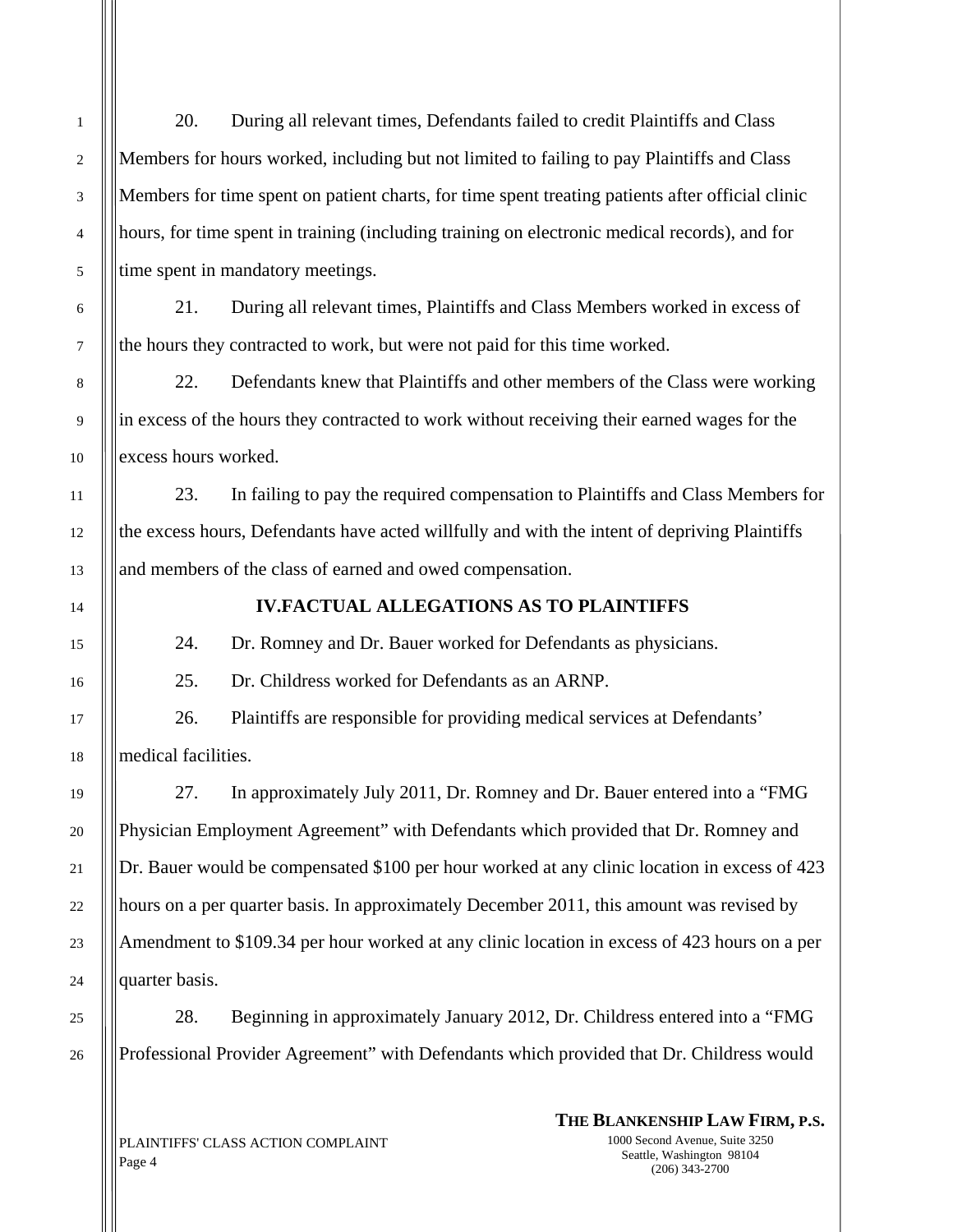20. During all relevant times, Defendants failed to credit Plaintiffs and Class Members for hours worked, including but not limited to failing to pay Plaintiffs and Class Members for time spent on patient charts, for time spent treating patients after official clinic hours, for time spent in training (including training on electronic medical records), and for time spent in mandatory meetings.

21. During all relevant times, Plaintiffs and Class Members worked in excess of the hours they contracted to work, but were not paid for this time worked.

22. Defendants knew that Plaintiffs and other members of the Class were working in excess of the hours they contracted to work without receiving their earned wages for the excess hours worked.

23. In failing to pay the required compensation to Plaintiffs and Class Members for the excess hours, Defendants have acted willfully and with the intent of depriving Plaintiffs and members of the class of earned and owed compensation.

## IV.FACTUAL ALLEGATIONS AS TO PLAINTIFFS

24. Dr. Romney and Dr. Bauer worked for Defendants as physicians.

25. Dr. Childress worked for Defendants as an ARNP.

26. Plaintiffs are responsible for providing medical services at Defendants' medical facilities.

27. In approximately July 2011, Dr. Romney and Dr. Bauer entered into a "FMG Physician Employment Agreement" with Defendants which provided that Dr. Romney and Dr. Bauer would be compensated $100 per hour worked at any clinic location in excess of 423 hours on a per quarter basis. In approximately December 2011, this amount was revised by Amendment to $109.34 per hour worked at any clinic location in excess of 423 hours on a per quarter basis.

28. Beginning in approximately January 2012, Dr. Childress entered into a "FMG Professional Provider Agreement" with Defendants which provided that Dr. Childress would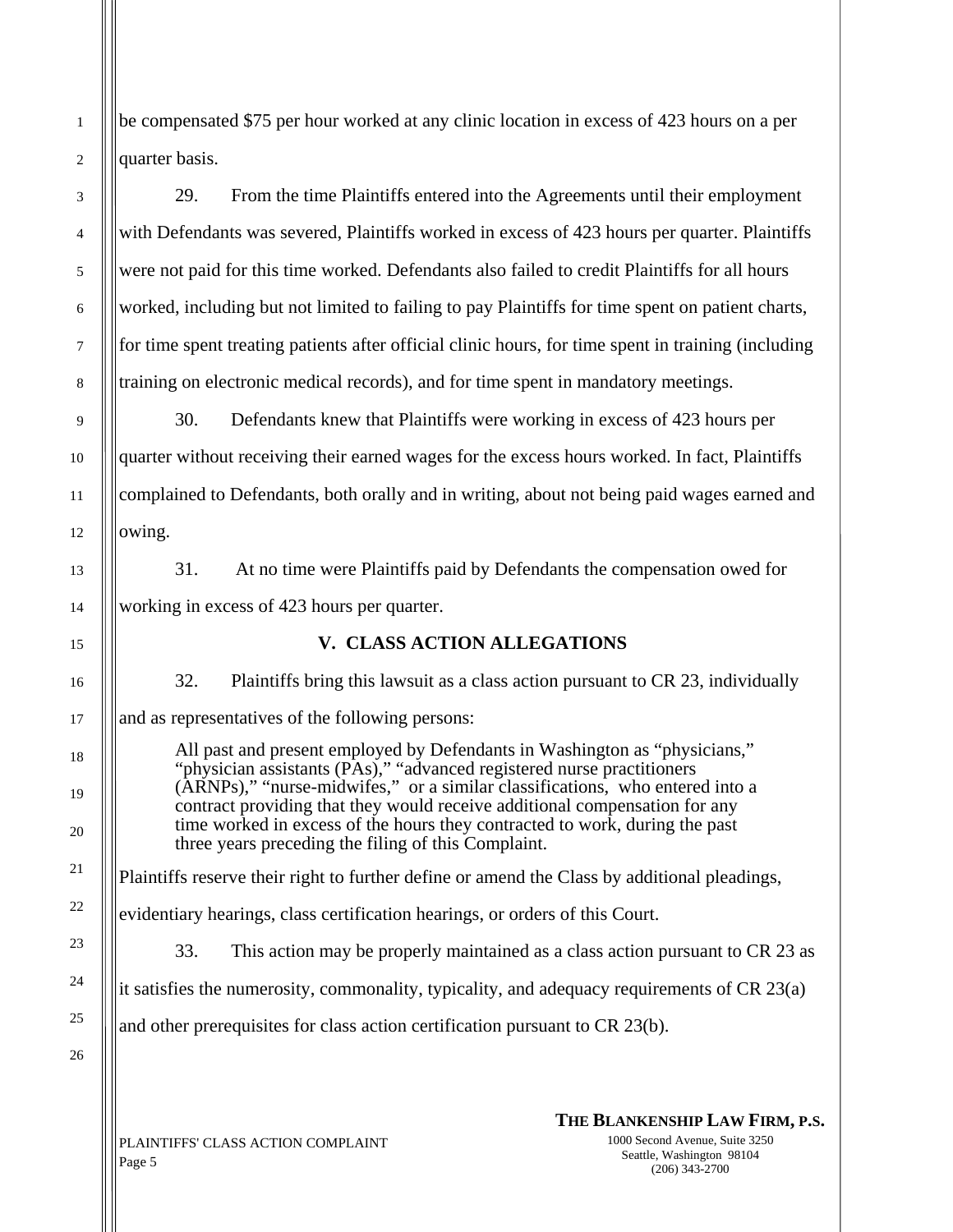be compensated $75 per hour worked at any clinic location in excess of 423 hours on a per quarter basis.

29. From the time Plaintiffs entered into the Agreements until their employment with Defendants was severed, Plaintiffs worked in excess of 423 hours per quarter. Plaintiffs were not paid for this time worked. Defendants also failed to credit Plaintiffs for all hours worked, including but not limited to failing to pay Plaintiffs for time spent on patient charts, for time spent treating patients after official clinic hours, for time spent in training (including training on electronic medical records), and for time spent in mandatory meetings.

30. Defendants knew that Plaintiffs were working in excess of 423 hours per quarter without receiving their earned wages for the excess hours worked. In fact, Plaintiffs complained to Defendants, both orally and in writing, about not being paid wages earned and owing.

31. At no time were Plaintiffs paid by Defendants the compensation owed for working in excess of 423 hours per quarter.

## V. CLASS ACTION ALLEGATIONS

32. Plaintiffs bring this lawsuit as a class action pursuant to CR 23, individually and as representatives of the following persons:

> All past and present employed by Defendants in Washington as "physicians," "physician assistants (PAs)," "advanced registered nurse practitioners (ARNPs)," "nurse-midwifes," or a similar classifications, who entered into a contract providing that they would receive additional compensation for any time worked in excess of the hours they contracted to work, during the past three years preceding the filing of this Complaint.

Plaintiffs reserve their right to further define or amend the Class by additional pleadings, evidentiary hearings, class certification hearings, or orders of this Court.

33. This action may be properly maintained as a class action pursuant to CR 23 as it satisfies the numerosity, commonality, typicality, and adequacy requirements of CR 23(a) and other prerequisites for class action certification pursuant to CR 23(b).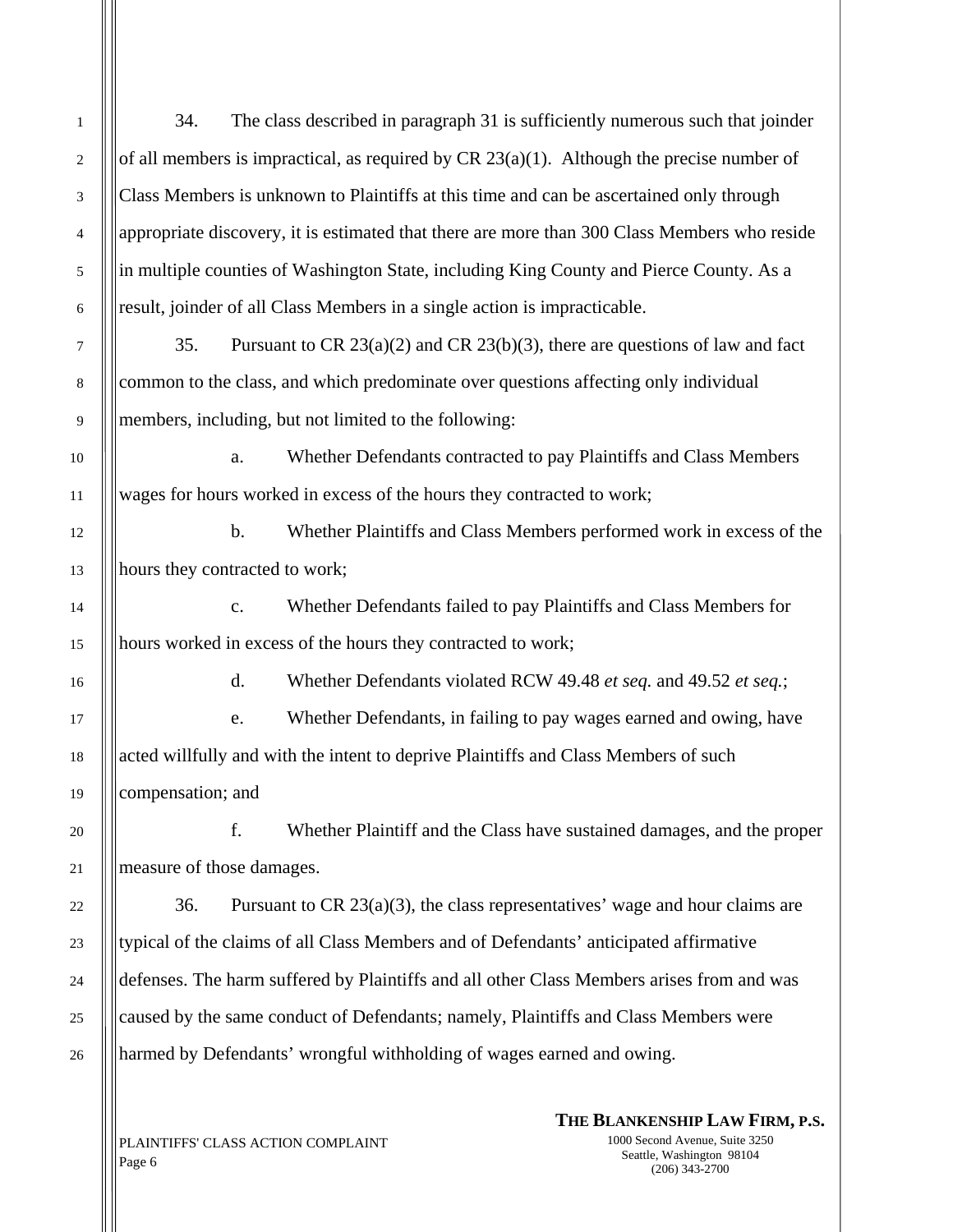34. The class described in paragraph 31 is sufficiently numerous such that joinder of all members is impractical, as required by CR 23(a)(1). Although the precise number of Class Members is unknown to Plaintiffs at this time and can be ascertained only through appropriate discovery, it is estimated that there are more than 300 Class Members who reside in multiple counties of Washington State, including King County and Pierce County. As a result, joinder of all Class Members in a single action is impracticable.

35. Pursuant to CR 23(a)(2) and CR 23(b)(3), there are questions of law and fact common to the class, and which predominate over questions affecting only individual members, including, but not limited to the following:

a. Whether Defendants contracted to pay Plaintiffs and Class Members wages for hours worked in excess of the hours they contracted to work;

b. Whether Plaintiffs and Class Members performed work in excess of the hours they contracted to work;

c. Whether Defendants failed to pay Plaintiffs and Class Members for hours worked in excess of the hours they contracted to work;

d. Whether Defendants violated RCW 49.48 *et seq.* and 49.52 *et seq.*;

e. Whether Defendants, in failing to pay wages earned and owing, have acted willfully and with the intent to deprive Plaintiffs and Class Members of such compensation; and

f. Whether Plaintiff and the Class have sustained damages, and the proper measure of those damages.

36. Pursuant to CR 23(a)(3), the class representatives' wage and hour claims are typical of the claims of all Class Members and of Defendants' anticipated affirmative defenses. The harm suffered by Plaintiffs and all other Class Members arises from and was caused by the same conduct of Defendants; namely, Plaintiffs and Class Members were harmed by Defendants' wrongful withholding of wages earned and owing.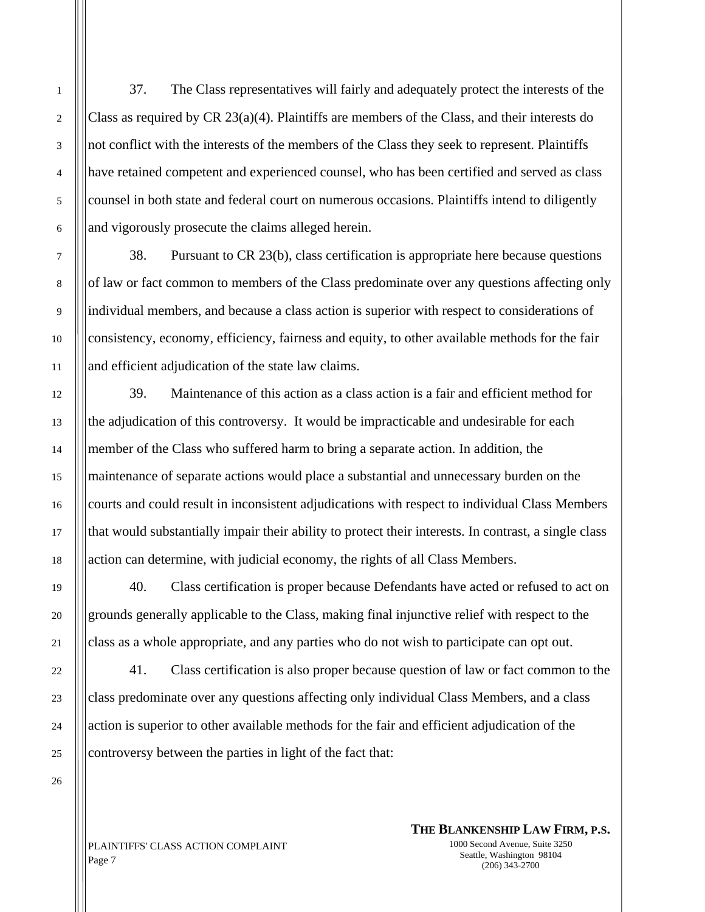37. The Class representatives will fairly and adequately protect the interests of the Class as required by CR 23(a)(4). Plaintiffs are members of the Class, and their interests do not conflict with the interests of the members of the Class they seek to represent. Plaintiffs have retained competent and experienced counsel, who has been certified and served as class counsel in both state and federal court on numerous occasions. Plaintiffs intend to diligently and vigorously prosecute the claims alleged herein.

38. Pursuant to CR 23(b), class certification is appropriate here because questions of law or fact common to members of the Class predominate over any questions affecting only individual members, and because a class action is superior with respect to considerations of consistency, economy, efficiency, fairness and equity, to other available methods for the fair and efficient adjudication of the state law claims.

39. Maintenance of this action as a class action is a fair and efficient method for the adjudication of this controversy. It would be impracticable and undesirable for each member of the Class who suffered harm to bring a separate action. In addition, the maintenance of separate actions would place a substantial and unnecessary burden on the courts and could result in inconsistent adjudications with respect to individual Class Members that would substantially impair their ability to protect their interests. In contrast, a single class action can determine, with judicial economy, the rights of all Class Members.

40. Class certification is proper because Defendants have acted or refused to act on grounds generally applicable to the Class, making final injunctive relief with respect to the class as a whole appropriate, and any parties who do not wish to participate can opt out.

41. Class certification is also proper because question of law or fact common to the class predominate over any questions affecting only individual Class Members, and a class action is superior to other available methods for the fair and efficient adjudication of the controversy between the parties in light of the fact that: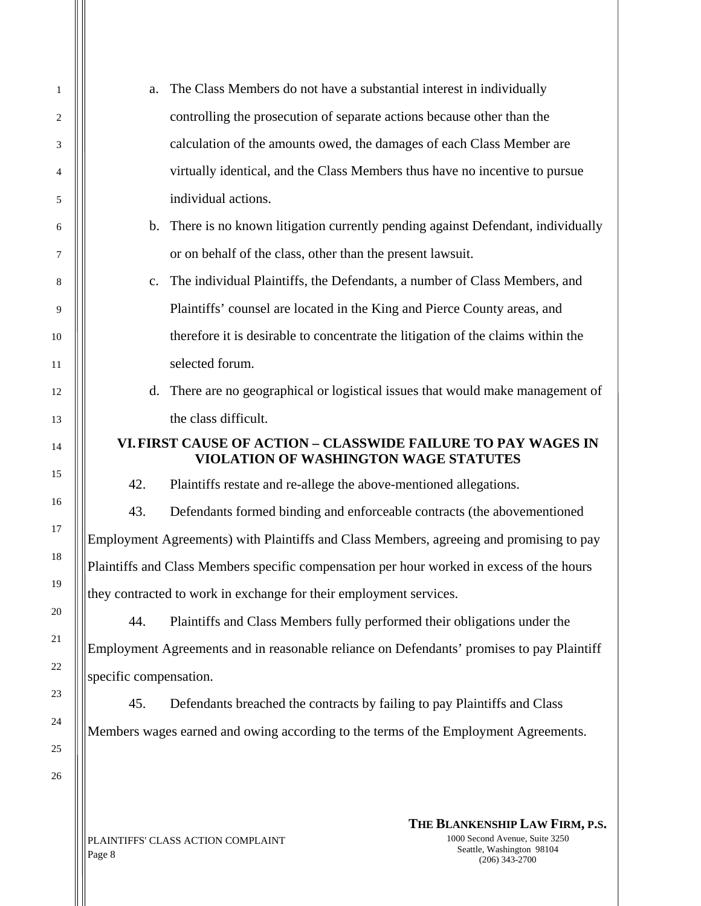a. The Class Members do not have a substantial interest in individually controlling the prosecution of separate actions because other than the calculation of the amounts owed, the damages of each Class Member are virtually identical, and the Class Members thus have no incentive to pursue individual actions.

b. There is no known litigation currently pending against Defendant, individually or on behalf of the class, other than the present lawsuit.

c. The individual Plaintiffs, the Defendants, a number of Class Members, and Plaintiffs' counsel are located in the King and Pierce County areas, and therefore it is desirable to concentrate the litigation of the claims within the selected forum.

d. There are no geographical or logistical issues that would make management of the class difficult.

## VI. FIRST CAUSE OF ACTION – CLASSWIDE FAILURE TO PAY WAGES IN VIOLATION OF WASHINGTON WAGE STATUTES

42. Plaintiffs restate and re-allege the above-mentioned allegations.

43. Defendants formed binding and enforceable contracts (the abovementioned Employment Agreements) with Plaintiffs and Class Members, agreeing and promising to pay Plaintiffs and Class Members specific compensation per hour worked in excess of the hours they contracted to work in exchange for their employment services.

44. Plaintiffs and Class Members fully performed their obligations under the Employment Agreements and in reasonable reliance on Defendants' promises to pay Plaintiff specific compensation.

45. Defendants breached the contracts by failing to pay Plaintiffs and Class Members wages earned and owing according to the terms of the Employment Agreements.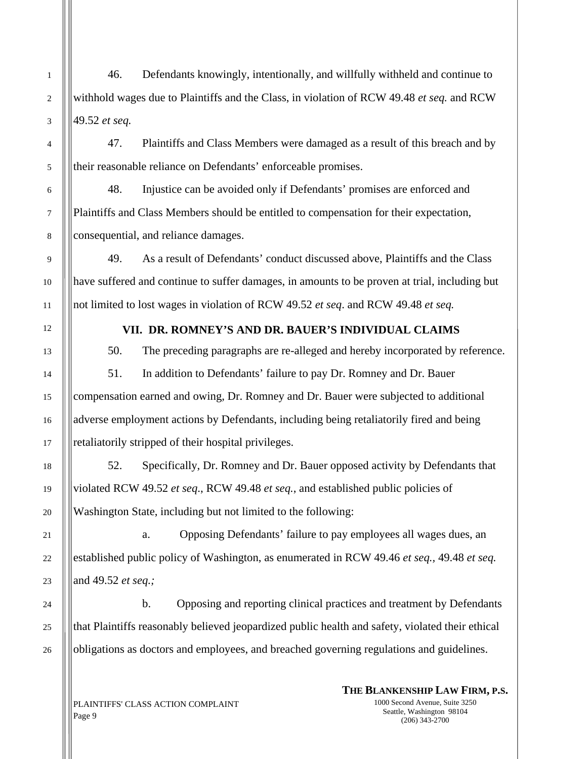46. Defendants knowingly, intentionally, and willfully withheld and continue to withhold wages due to Plaintiffs and the Class, in violation of RCW 49.48 *et seq.* and RCW 49.52 *et seq.*

47. Plaintiffs and Class Members were damaged as a result of this breach and by their reasonable reliance on Defendants' enforceable promises.

48. Injustice can be avoided only if Defendants' promises are enforced and Plaintiffs and Class Members should be entitled to compensation for their expectation, consequential, and reliance damages.

49. As a result of Defendants' conduct discussed above, Plaintiffs and the Class have suffered and continue to suffer damages, in amounts to be proven at trial, including but not limited to lost wages in violation of RCW 49.52 *et seq*. and RCW 49.48 *et seq.*

## VII. DR. ROMNEY'S AND DR. BAUER'S INDIVIDUAL CLAIMS

50. The preceding paragraphs are re-alleged and hereby incorporated by reference.

51. In addition to Defendants' failure to pay Dr. Romney and Dr. Bauer compensation earned and owing, Dr. Romney and Dr. Bauer were subjected to additional adverse employment actions by Defendants, including being retaliatorily fired and being retaliatorily stripped of their hospital privileges.

52. Specifically, Dr. Romney and Dr. Bauer opposed activity by Defendants that violated RCW 49.52 *et seq*., RCW 49.48 *et seq.*, and established public policies of Washington State, including but not limited to the following:

a. Opposing Defendants' failure to pay employees all wages dues, an established public policy of Washington, as enumerated in RCW 49.46 *et seq.*, 49.48 *et seq.* and 49.52 *et seq.;*

b. Opposing and reporting clinical practices and treatment by Defendants that Plaintiffs reasonably believed jeopardized public health and safety, violated their ethical obligations as doctors and employees, and breached governing regulations and guidelines.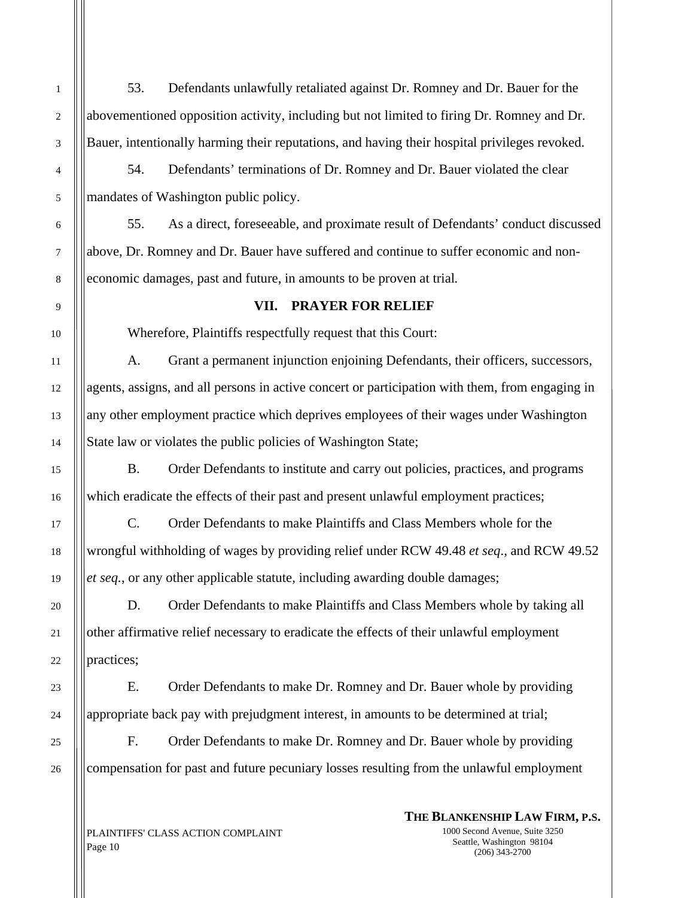53. Defendants unlawfully retaliated against Dr. Romney and Dr. Bauer for the abovementioned opposition activity, including but not limited to firing Dr. Romney and Dr. Bauer, intentionally harming their reputations, and having their hospital privileges revoked.

54. Defendants' terminations of Dr. Romney and Dr. Bauer violated the clear mandates of Washington public policy.

55. As a direct, foreseeable, and proximate result of Defendants' conduct discussed above, Dr. Romney and Dr. Bauer have suffered and continue to suffer economic and non-economic damages, past and future, in amounts to be proven at trial.

## VII. PRAYER FOR RELIEF

Wherefore, Plaintiffs respectfully request that this Court:

A. Grant a permanent injunction enjoining Defendants, their officers, successors, agents, assigns, and all persons in active concert or participation with them, from engaging in any other employment practice which deprives employees of their wages under Washington State law or violates the public policies of Washington State;

B. Order Defendants to institute and carry out policies, practices, and programs which eradicate the effects of their past and present unlawful employment practices;

C. Order Defendants to make Plaintiffs and Class Members whole for the wrongful withholding of wages by providing relief under RCW 49.48 *et seq*., and RCW 49.52 *et seq.*, or any other applicable statute, including awarding double damages;

D. Order Defendants to make Plaintiffs and Class Members whole by taking all other affirmative relief necessary to eradicate the effects of their unlawful employment practices;

E. Order Defendants to make Dr. Romney and Dr. Bauer whole by providing appropriate back pay with prejudgment interest, in amounts to be determined at trial;

F. Order Defendants to make Dr. Romney and Dr. Bauer whole by providing compensation for past and future pecuniary losses resulting from the unlawful employment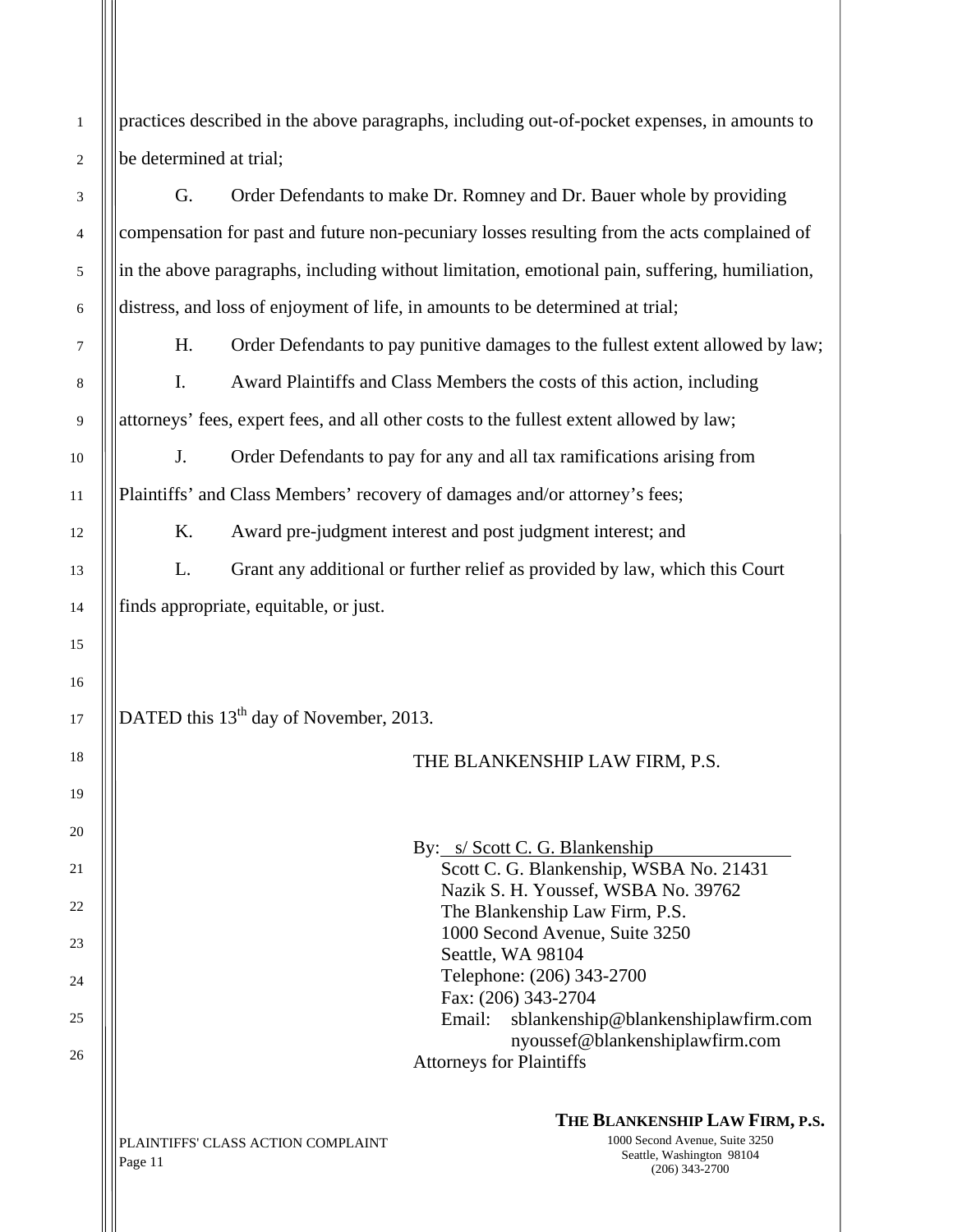practices described in the above paragraphs, including out-of-pocket expenses, in amounts to be determined at trial;

G. Order Defendants to make Dr. Romney and Dr. Bauer whole by providing compensation for past and future non-pecuniary losses resulting from the acts complained of in the above paragraphs, including without limitation, emotional pain, suffering, humiliation, distress, and loss of enjoyment of life, in amounts to be determined at trial;

H. Order Defendants to pay punitive damages to the fullest extent allowed by law;

I. Award Plaintiffs and Class Members the costs of this action, including attorneys' fees, expert fees, and all other costs to the fullest extent allowed by law;

J. Order Defendants to pay for any and all tax ramifications arising from Plaintiffs' and Class Members' recovery of damages and/or attorney's fees;

K. Award pre-judgment interest and post judgment interest; and

L. Grant any additional or further relief as provided by law, which this Court finds appropriate, equitable, or just.

DATED this 13th day of November, 2013.

THE BLANKENSHIP LAW FIRM, P.S.

By: s/ Scott C. G. Blankenship
Scott C. G. Blankenship, WSBA No. 21431
Nazik S. H. Youssef, WSBA No. 39762
The Blankenship Law Firm, P.S.
1000 Second Avenue, Suite 3250
Seattle, WA 98104
Telephone: (206) 343-2700
Fax: (206) 343-2704
Email: sblankenship@blankenshiplawfirm.com
nyoussef@blankenshiplawfirm.com
Attorneys for Plaintiffs